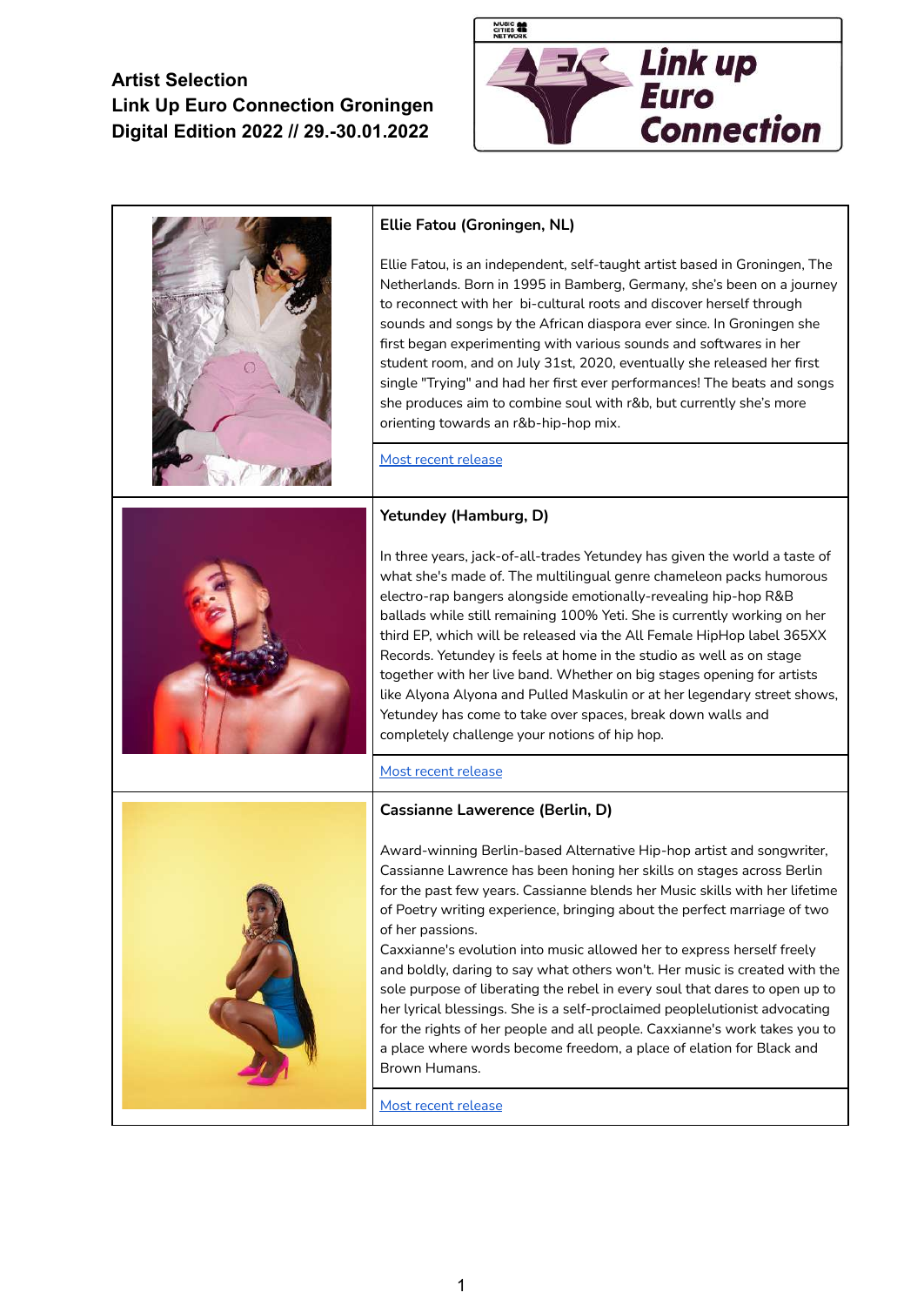**Artist Selection**
**Link Up Euro Connection Groningen**
**Digital Edition 2022 // 29.-30.01.2022**

Link up Euro Connection

### Ellie Fatou (Groningen, NL)

Ellie Fatou, is an independent, self-taught artist based in Groningen, The Netherlands. Born in 1995 in Bamberg, Germany, she's been on a journey to reconnect with her bi-cultural roots and discover herself through sounds and songs by the African diaspora ever since. In Groningen she first began experimenting with various sounds and softwares in her student room, and on July 31st, 2020, eventually she released her first single "Trying" and had her first ever performances! The beats and songs she produces aim to combine soul with r&b, but currently she's more orienting towards an r&b-hip-hop mix.

Most recent release

### Yetundey (Hamburg, D)

In three years, jack-of-all-trades Yetundey has given the world a taste of what she's made of. The multilingual genre chameleon packs humorous electro-rap bangers alongside emotionally-revealing hip-hop R&B ballads while still remaining 100% Yeti. She is currently working on her third EP, which will be released via the All Female HipHop label 365XX Records. Yetundey is feels at home in the studio as well as on stage together with her live band. Whether on big stages opening for artists like Alyona Alyona and Pulled Maskulin or at her legendary street shows, Yetundey has come to take over spaces, break down walls and completely challenge your notions of hip hop.

Most recent release

### Cassianne Lawerence (Berlin, D)

Award-winning Berlin-based Alternative Hip-hop artist and songwriter, Cassianne Lawrence has been honing her skills on stages across Berlin for the past few years. Cassianne blends her Music skills with her lifetime of Poetry writing experience, bringing about the perfect marriage of two of her passions.
Caxxianne's evolution into music allowed her to express herself freely and boldly, daring to say what others won't. Her music is created with the sole purpose of liberating the rebel in every soul that dares to open up to her lyrical blessings. She is a self-proclaimed peoplelutionist advocating for the rights of her people and all people. Caxxianne's work takes you to a place where words become freedom, a place of elation for Black and Brown Humans.

Most recent release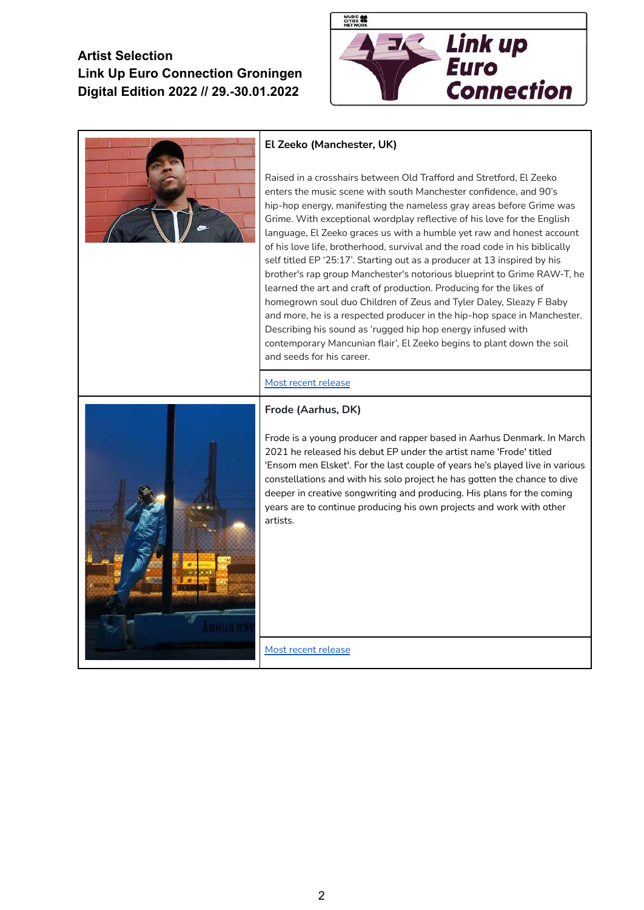**Artist Selection**
**Link Up Euro Connection Groningen**
**Digital Edition 2022 // 29.-30.01.2022**

Link up Euro Connection

### El Zeeko (Manchester, UK)

Raised in a crosshairs between Old Trafford and Stretford, El Zeeko enters the music scene with south Manchester confidence, and 90's hip-hop energy, manifesting the nameless gray areas before Grime was Grime. With exceptional wordplay reflective of his love for the English language, El Zeeko graces us with a humble yet raw and honest account of his love life, brotherhood, survival and the road code in his biblically self titled EP '25:17'. Starting out as a producer at 13 inspired by his brother's rap group Manchester's notorious blueprint to Grime RAW-T, he learned the art and craft of production. Producing for the likes of homegrown soul duo Children of Zeus and Tyler Daley, Sleazy F Baby and more, he is a respected producer in the hip-hop space in Manchester. Describing his sound as 'rugged hip hop energy infused with contemporary Mancunian flair', El Zeeko begins to plant down the soil and seeds for his career.

Most recent release

### Frode (Aarhus, DK)

Frode is a young producer and rapper based in Aarhus Denmark. In March 2021 he released his debut EP under the artist name 'Frode' titled 'Ensom men Elsket'. For the last couple of years he's played live in various constellations and with his solo project he has gotten the chance to dive deeper in creative songwriting and producing. His plans for the coming years are to continue producing his own projects and work with other artists.

Most recent release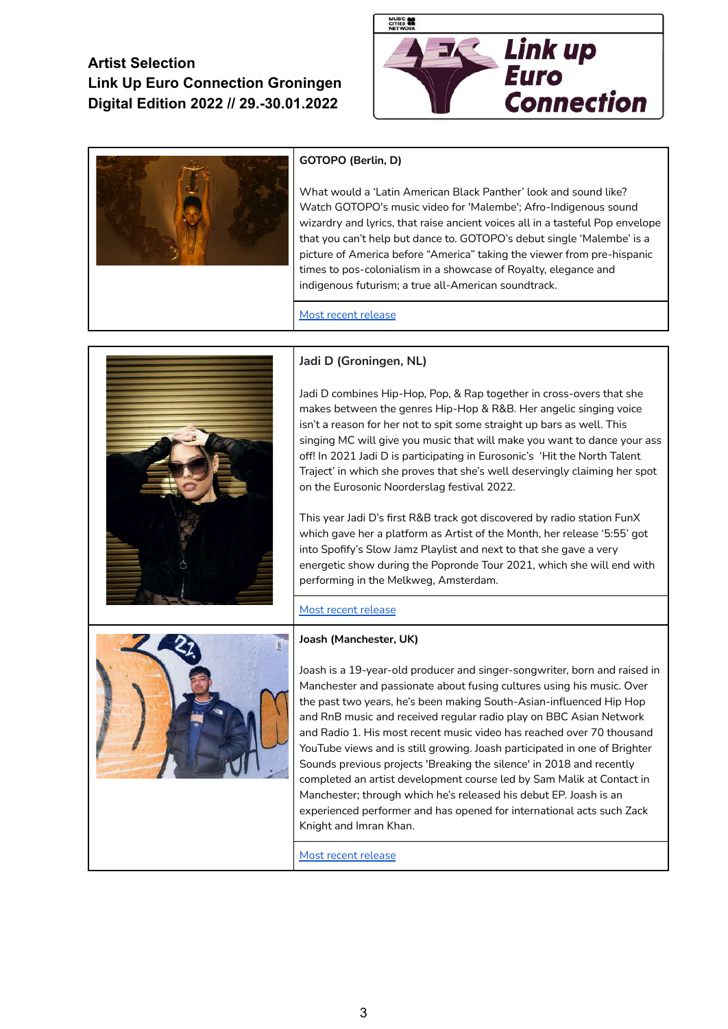**Artist Selection**
**Link Up Euro Connection Groningen**
**Digital Edition 2022 // 29.-30.01.2022**

**GOTOPO (Berlin, D)**

What would a 'Latin American Black Panther' look and sound like? Watch GOTOPO's music video for 'Malembe'; Afro-Indigenous sound wizardry and lyrics, that raise ancient voices all in a tasteful Pop envelope that you can't help but dance to. GOTOPO's debut single 'Malembe' is a picture of America before "America" taking the viewer from pre-hispanic times to pos-colonialism in a showcase of Royalty, elegance and indigenous futurism; a true all-American soundtrack.

Most recent release

**Jadi D (Groningen, NL)**

Jadi D combines Hip-Hop, Pop, & Rap together in cross-overs that she makes between the genres Hip-Hop & R&B. Her angelic singing voice isn't a reason for her not to spit some straight up bars as well. This singing MC will give you music that will make you want to dance your ass off! In 2021 Jadi D is participating in Eurosonic's 'Hit the North Talent Traject' in which she proves that she's well deservingly claiming her spot on the Eurosonic Noorderslag festival 2022.

This year Jadi D's first R&B track got discovered by radio station FunX which gave her a platform as Artist of the Month, her release '5:55' got into Spofify's Slow Jamz Playlist and next to that she gave a very energetic show during the Popronde Tour 2021, which she will end with performing in the Melkweg, Amsterdam.

Most recent release

**Joash (Manchester, UK)**

Joash is a 19-year-old producer and singer-songwriter, born and raised in Manchester and passionate about fusing cultures using his music. Over the past two years, he's been making South-Asian-influenced Hip Hop and RnB music and received regular radio play on BBC Asian Network and Radio 1. His most recent music video has reached over 70 thousand YouTube views and is still growing. Joash participated in one of Brighter Sounds previous projects 'Breaking the silence' in 2018 and recently completed an artist development course led by Sam Malik at Contact in Manchester; through which he's released his debut EP. Joash is an experienced performer and has opened for international acts such Zack Knight and Imran Khan.

Most recent release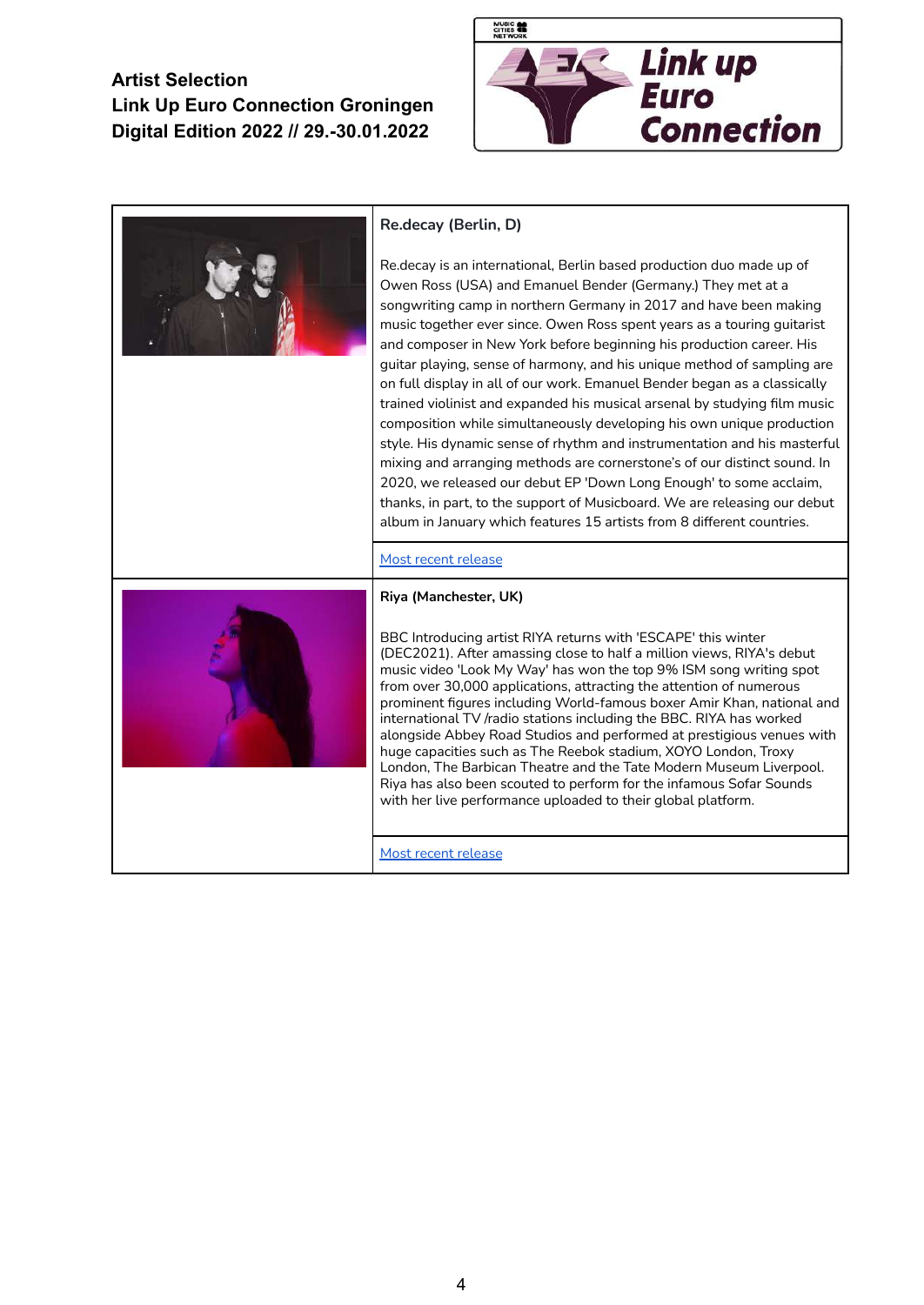**Artist Selection**
**Link Up Euro Connection Groningen**
**Digital Edition 2022 // 29.-30.01.2022**

| | |
|---|---|
| | **Re.decay (Berlin, D)**<br><br>Re.decay is an international, Berlin based production duo made up of Owen Ross (USA) and Emanuel Bender (Germany.) They met at a songwriting camp in northern Germany in 2017 and have been making music together ever since. Owen Ross spent years as a touring guitarist and composer in New York before beginning his production career. His guitar playing, sense of harmony, and his unique method of sampling are on full display in all of our work. Emanuel Bender began as a classically trained violinist and expanded his musical arsenal by studying film music composition while simultaneously developing his own unique production style. His dynamic sense of rhythm and instrumentation and his masterful mixing and arranging methods are cornerstone's of our distinct sound. In 2020, we released our debut EP 'Down Long Enough' to some acclaim, thanks, in part, to the support of Musicboard. We are releasing our debut album in January which features 15 artists from 8 different countries.<br><br>Most recent release |
| | **Riya (Manchester, UK)**<br><br>BBC Introducing artist RIYA returns with 'ESCAPE' this winter (DEC2021). After amassing close to half a million views, RIYA's debut music video 'Look My Way' has won the top 9% ISM song writing spot from over 30,000 applications, attracting the attention of numerous prominent figures including World-famous boxer Amir Khan, national and international TV /radio stations including the BBC. RIYA has worked alongside Abbey Road Studios and performed at prestigious venues with huge capacities such as The Reebok stadium, XOYO London, Troxy London, The Barbican Theatre and the Tate Modern Museum Liverpool. Riya has also been scouted to perform for the infamous Sofar Sounds with her live performance uploaded to their global platform.<br><br>Most recent release |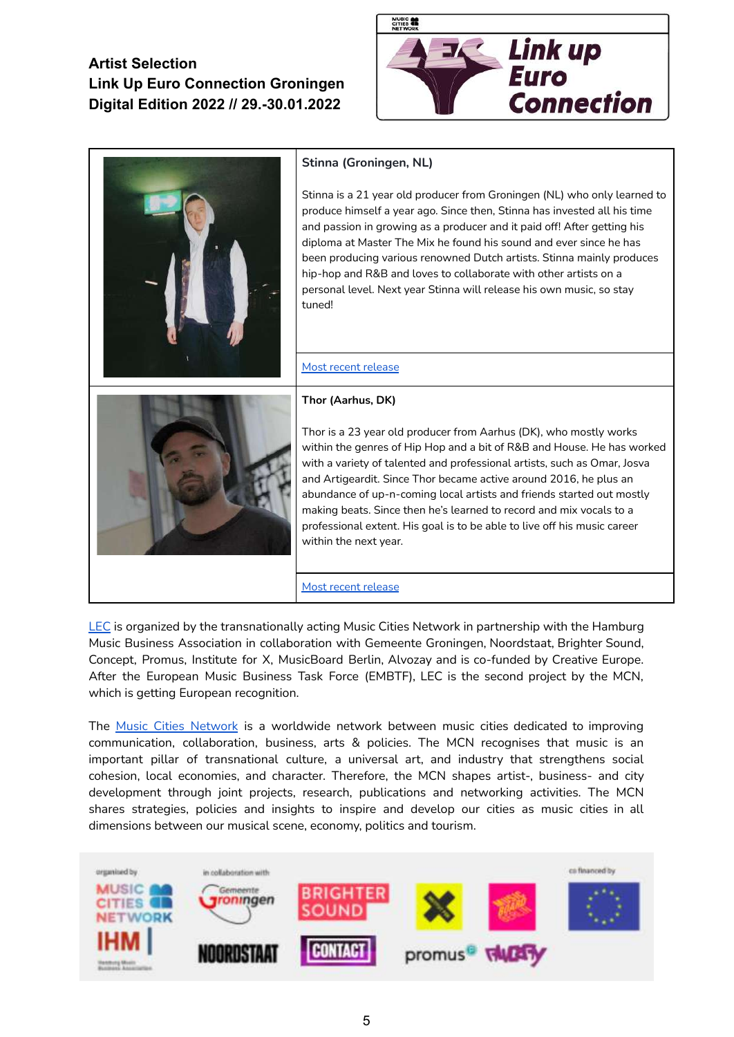**Artist Selection**
**Link Up Euro Connection Groningen**
**Digital Edition 2022 // 29.-30.01.2022**

| | |
|---|---|
| | **Stinna (Groningen, NL)**<br><br>Stinna is a 21 year old producer from Groningen (NL) who only learned to produce himself a year ago. Since then, Stinna has invested all his time and passion in growing as a producer and it paid off! After getting his diploma at Master The Mix he found his sound and ever since he has been producing various renowned Dutch artists. Stinna mainly produces hip-hop and R&B and loves to collaborate with other artists on a personal level. Next year Stinna will release his own music, so stay tuned! |
| | Most recent release |
| | **Thor (Aarhus, DK)**<br><br>Thor is a 23 year old producer from Aarhus (DK), who mostly works within the genres of Hip Hop and a bit of R&B and House. He has worked with a variety of talented and professional artists, such as Omar, Josva and Artigeardit. Since Thor became active around 2016, he plus an abundance of up-n-coming local artists and friends started out mostly making beats. Since then he's learned to record and mix vocals to a professional extent. His goal is to be able to live off his music career within the next year. |
| | Most recent release |

LEC is organized by the transnationally acting Music Cities Network in partnership with the Hamburg Music Business Association in collaboration with Gemeente Groningen, Noordstaat, Brighter Sound, Concept, Promus, Institute for X, MusicBoard Berlin, Alvozay and is co-funded by Creative Europe. After the European Music Business Task Force (EMBTF), LEC is the second project by the MCN, which is getting European recognition.

The Music Cities Network is a worldwide network between music cities dedicated to improving communication, collaboration, business, arts & policies. The MCN recognises that music is an important pillar of transnational culture, a universal art, and industry that strengthens social cohesion, local economies, and character. Therefore, the MCN shapes artist-, business- and city development through joint projects, research, publications and networking activities. The MCN shares strategies, policies and insights to inspire and develop our cities as music cities in all dimensions between our musical scene, economy, politics and tourism.